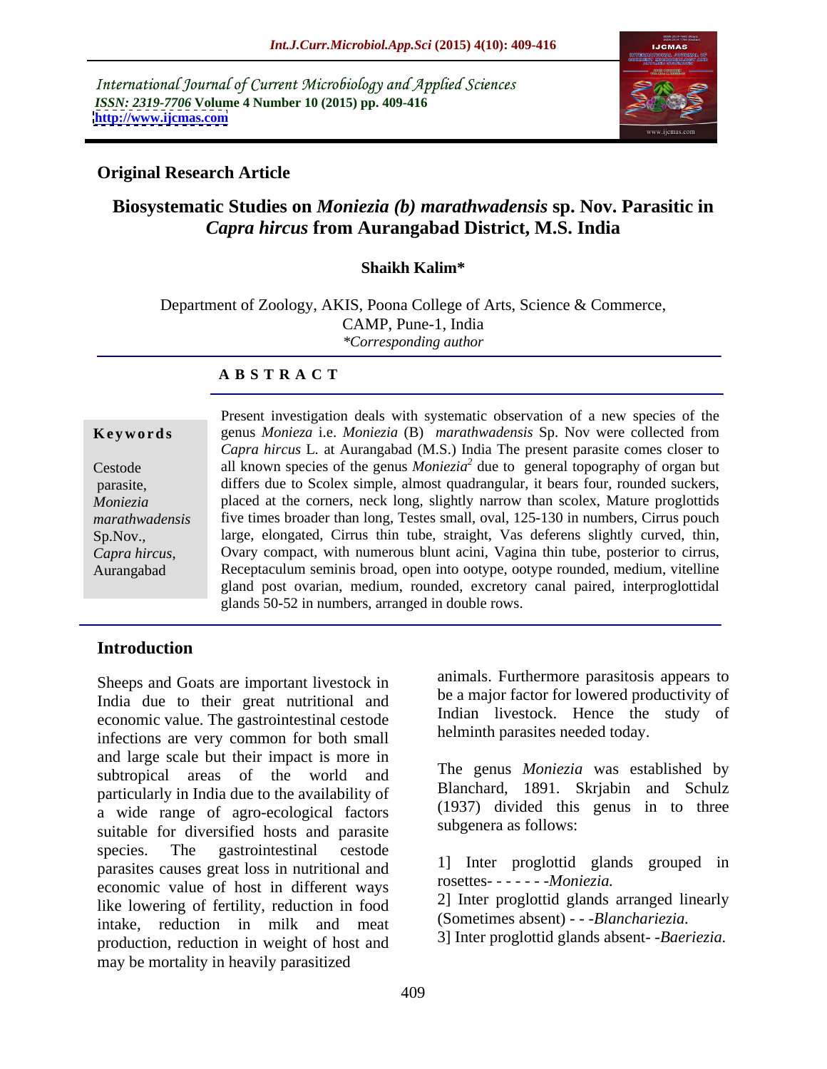International Journal of Current Microbiology and Applied Sciences
*ISSN: 2319-7706* **Volume 4 Number 10 (2015) pp. 409-416**
**http://www.ijcmas.com**

**Original Research Article**

# Biosystematic Studies on *Moniezia (b) marathwadensis* sp. Nov. Parasitic in *Capra hircus* from Aurangabad District, M.S. India

**Shaikh Kalim***

Department of Zoology, AKIS, Poona College of Arts, Science & Commerce, CAMP, Pune-1, India
*\*Corresponding author*

## ABSTRACT

**Keywords**

Cestode parasite, *Moniezia marathwadensis* Sp.Nov., *Capra hircus*, Aurangabad

Present investigation deals with systematic observation of a new species of the genus *Monieza* i.e. *Moniezia* (B) *marathwadensis* Sp. Nov were collected from *Capra hircus* L. at Aurangabad (M.S.) India The present parasite comes closer to all known species of the genus *Moniezia*[2] due to general topography of organ but differs due to Scolex simple, almost quadrangular, it bears four, rounded suckers, placed at the corners, neck long, slightly narrow than scolex, Mature proglottids five times broader than long, Testes small, oval, 125-130 in numbers, Cirrus pouch large, elongated, Cirrus thin tube, straight, Vas deferens slightly curved, thin, Ovary compact, with numerous blunt acini, Vagina thin tube, posterior to cirrus, Receptaculum seminis broad, open into ootype, ootype rounded, medium, vitelline gland post ovarian, medium, rounded, excretory canal paired, interproglottidal glands 50-52 in numbers, arranged in double rows.

## Introduction

Sheeps and Goats are important livestock in India due to their great nutritional and economic value. The gastrointestinal cestode infections are very common for both small and large scale but their impact is more in subtropical areas of the world and particularly in India due to the availability of a wide range of agro-ecological factors suitable for diversified hosts and parasite species. The gastrointestinal cestode parasites causes great loss in nutritional and economic value of host in different ways like lowering of fertility, reduction in food intake, reduction in milk and meat production, reduction in weight of host and may be mortality in heavily parasitized animals. Furthermore parasitosis appears to be a major factor for lowered productivity of Indian livestock. Hence the study of helminth parasites needed today.

The genus *Moniezia* was established by Blanchard, 1891. Skrjabin and Schulz (1937) divided this genus in to three subgenera as follows:

1] Inter proglottid glands grouped in rosettes- - - - - - -*Moniezia.*
2] Inter proglottid glands arranged linearly (Sometimes absent) - - -*Blanchariezia.*
3] Inter proglottid glands absent- -*Baeriezia.*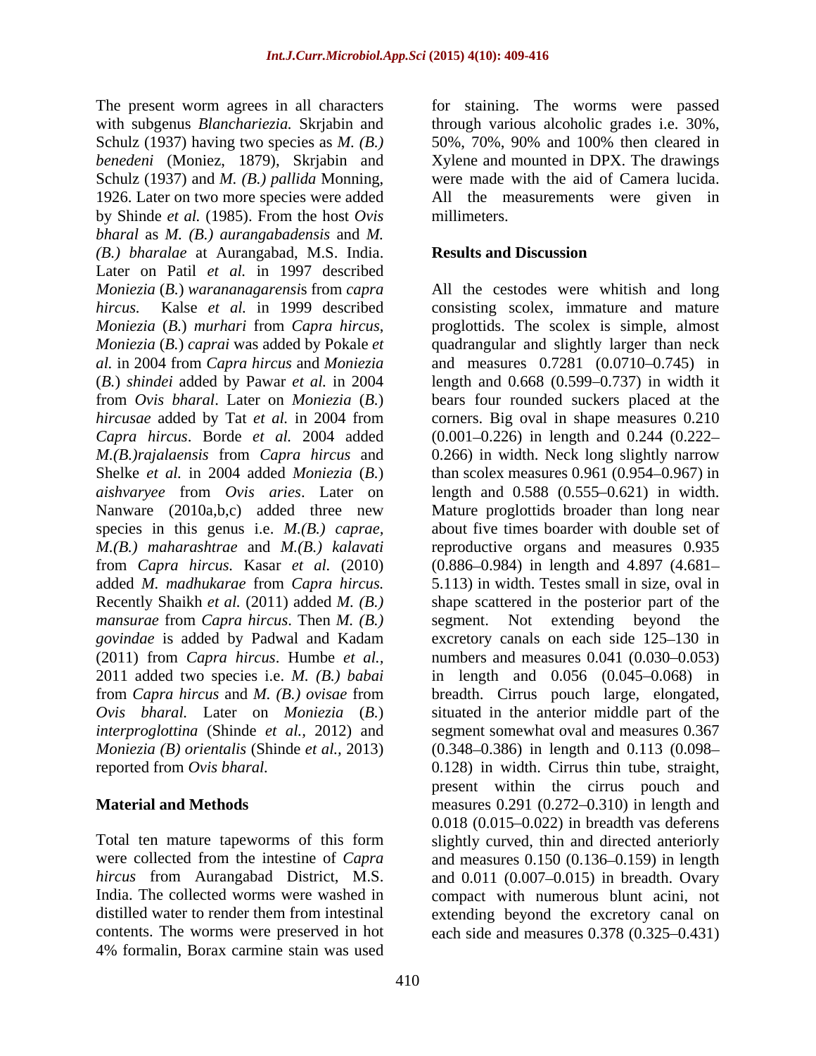The present worm agrees in all characters with subgenus *Blanchariezia.* Skrjabin and Schulz (1937) having two species as *M. (B.) benedeni* (Moniez, 1879), Skrjabin and Schulz (1937) and *M. (B.) pallida* Monning, 1926. Later on two more species were added by Shinde *et al.* (1985). From the host *Ovis bharal* as *M. (B.) aurangabadensis* and *M. (B.) bharalae* at Aurangabad, M.S. India. Later on Patil *et al.* in 1997 described *Moniezia* (*B.*) *warananagarensi*s from *capra hircus.* Kalse *et al.* in 1999 described *Moniezia* (*B.*) *murhari* from *Capra hircus*, *Moniezia* (*B.*) *caprai* was added by Pokale *et al.* in 2004 from *Capra hircus* and *Moniezia* (*B.*) *shindei* added by Pawar *et al.* in 2004 from *Ovis bharal*. Later on *Moniezia* (*B.*) *hircusae* added by Tat *et al.* in 2004 from *Capra hircus*. Borde *et al.* 2004 added *M.(B.)rajalaensis* from *Capra hircus* and Shelke *et al.* in 2004 added *Moniezia* (*B.*) *aishvaryee* from *Ovis aries*. Later on Nanware (2010a,b,c) added three new species in this genus i.e. *M.(B.) caprae*, *M.(B.) maharashtrae* and *M.(B.) kalavati* from *Capra hircus.* Kasar *et al.* (2010) added *M. madhukarae* from *Capra hircus.* Recently Shaikh *et al.* (2011) added *M. (B.) mansurae* from *Capra hircus*. Then *M. (B.) govindae* is added by Padwal and Kadam (2011) from *Capra hircus*. Humbe *et al.*, 2011 added two species i.e. *M. (B.) babai* from *Capra hircus* and *M. (B.) ovisae* from *Ovis bharal.* Later on *Moniezia* (*B.*) *interproglottina* (Shinde *et al.*, 2012) and *Moniezia (B) orientalis* (Shinde *et al.*, 2013) reported from *Ovis bharal.*

## Material and Methods

Total ten mature tapeworms of this form were collected from the intestine of *Capra hircus* from Aurangabad District, M.S. India. The collected worms were washed in distilled water to render them from intestinal contents. The worms were preserved in hot 4% formalin, Borax carmine stain was used for staining. The worms were passed through various alcoholic grades i.e. 30%, 50%, 70%, 90% and 100% then cleared in Xylene and mounted in DPX. The drawings were made with the aid of Camera lucida. All the measurements were given in millimeters.

## Results and Discussion

All the cestodes were whitish and long consisting scolex, immature and mature proglottids. The scolex is simple, almost quadrangular and slightly larger than neck and measures 0.7281 (0.0710–0.745) in length and 0.668 (0.599–0.737) in width it bears four rounded suckers placed at the corners. Big oval in shape measures 0.210 (0.001–0.226) in length and 0.244 (0.222–0.266) in width. Neck long slightly narrow than scolex measures 0.961 (0.954–0.967) in length and 0.588 (0.555–0.621) in width. Mature proglottids broader than long near about five times boarder with double set of reproductive organs and measures 0.935 (0.886–0.984) in length and 4.897 (4.681–5.113) in width. Testes small in size, oval in shape scattered in the posterior part of the segment. Not extending beyond the excretory canals on each side 125–130 in numbers and measures 0.041 (0.030–0.053) in length and 0.056 (0.045–0.068) in breadth. Cirrus pouch large, elongated, situated in the anterior middle part of the segment somewhat oval and measures 0.367 (0.348–0.386) in length and 0.113 (0.098–0.128) in width. Cirrus thin tube, straight, present within the cirrus pouch and measures 0.291 (0.272–0.310) in length and 0.018 (0.015–0.022) in breadth vas deferens slightly curved, thin and directed anteriorly and measures 0.150 (0.136–0.159) in length and 0.011 (0.007–0.015) in breadth. Ovary compact with numerous blunt acini, not extending beyond the excretory canal on each side and measures 0.378 (0.325–0.431)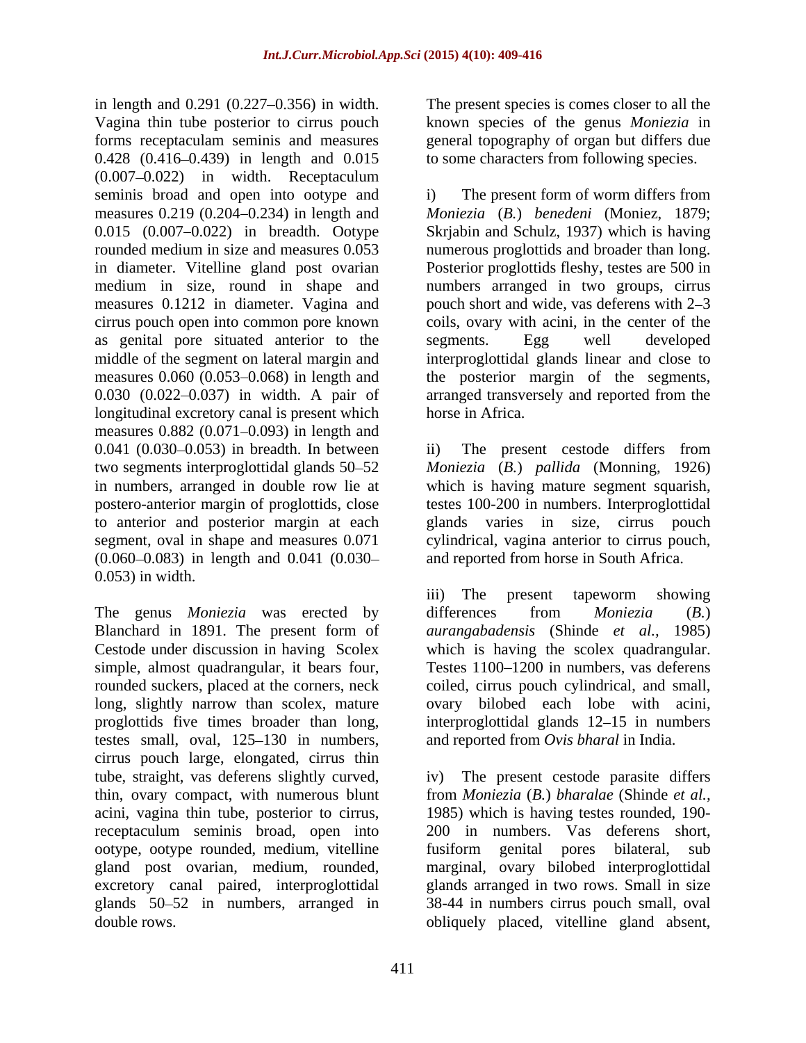in length and 0.291 (0.227–0.356) in width. Vagina thin tube posterior to cirrus pouch forms receptaculam seminis and measures 0.428 (0.416–0.439) in length and 0.015 (0.007–0.022) in width. Receptaculum seminis broad and open into ootype and measures 0.219 (0.204–0.234) in length and 0.015 (0.007–0.022) in breadth. Ootype rounded medium in size and measures 0.053 in diameter. Vitelline gland post ovarian medium in size, round in shape and measures 0.1212 in diameter. Vagina and cirrus pouch open into common pore known as genital pore situated anterior to the middle of the segment on lateral margin and measures 0.060 (0.053–0.068) in length and 0.030 (0.022–0.037) in width. A pair of longitudinal excretory canal is present which measures 0.882 (0.071–0.093) in length and 0.041 (0.030–0.053) in breadth. In between two segments interproglottidal glands 50–52 in numbers, arranged in double row lie at postero-anterior margin of proglottids, close to anterior and posterior margin at each segment, oval in shape and measures 0.071 (0.060–0.083) in length and 0.041 (0.030–0.053) in width.

The genus *Moniezia* was erected by Blanchard in 1891. The present form of Cestode under discussion in having Scolex simple, almost quadrangular, it bears four, rounded suckers, placed at the corners, neck long, slightly narrow than scolex, mature proglottids five times broader than long, testes small, oval, 125–130 in numbers, cirrus pouch large, elongated, cirrus thin tube, straight, vas deferens slightly curved, thin, ovary compact, with numerous blunt acini, vagina thin tube, posterior to cirrus, receptaculum seminis broad, open into ootype, ootype rounded, medium, vitelline gland post ovarian, medium, rounded, excretory canal paired, interproglottidal glands 50–52 in numbers, arranged in double rows.

The present species is comes closer to all the known species of the genus *Moniezia* in general topography of organ but differs due to some characters from following species.

i) The present form of worm differs from *Moniezia* (*B.*) *benedeni* (Moniez, 1879; Skrjabin and Schulz, 1937) which is having numerous proglottids and broader than long. Posterior proglottids fleshy, testes are 500 in numbers arranged in two groups, cirrus pouch short and wide, vas deferens with 2–3 coils, ovary with acini, in the center of the segments. Egg well developed interproglottidal glands linear and close to the posterior margin of the segments, arranged transversely and reported from the horse in Africa.

ii) The present cestode differs from *Moniezia* (*B.*) *pallida* (Monning, 1926) which is having mature segment squarish, testes 100-200 in numbers. Interproglottidal glands varies in size, cirrus pouch cylindrical, vagina anterior to cirrus pouch, and reported from horse in South Africa.

iii) The present tapeworm showing differences from *Moniezia* (*B.*) *aurangabadensis* (Shinde *et al.,* 1985) which is having the scolex quadrangular. Testes 1100–1200 in numbers, vas deferens coiled, cirrus pouch cylindrical, and small, ovary bilobed each lobe with acini, interproglottidal glands 12–15 in numbers and reported from *Ovis bharal* in India.

iv) The present cestode parasite differs from *Moniezia* (*B.*) *bharalae* (Shinde *et al.,* 1985) which is having testes rounded, 190-200 in numbers. Vas deferens short, fusiform genital pores bilateral, sub marginal, ovary bilobed interproglottidal glands arranged in two rows. Small in size 38-44 in numbers cirrus pouch small, oval obliquely placed, vitelline gland absent,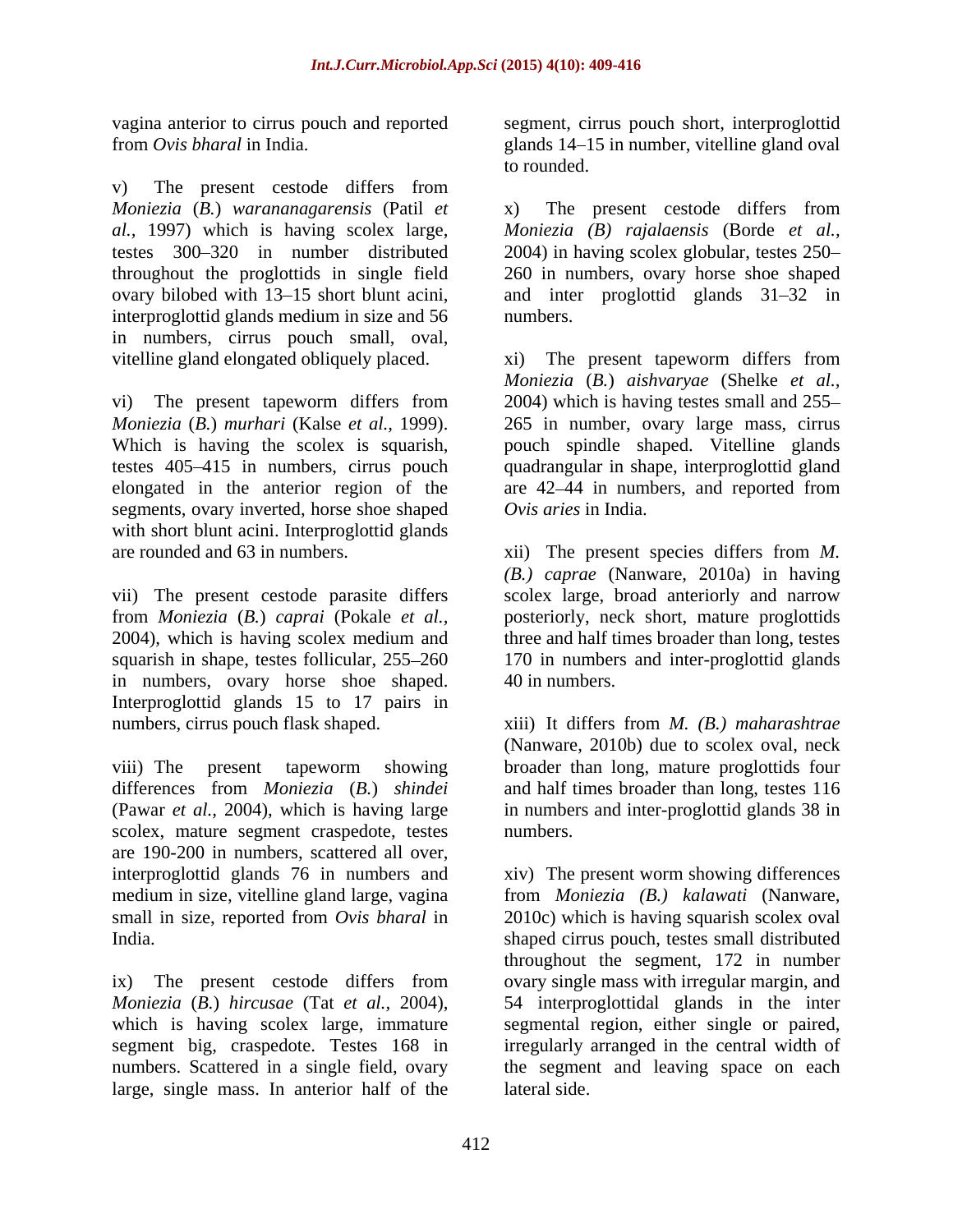vagina anterior to cirrus pouch and reported from *Ovis bharal* in India.

v) The present cestode differs from *Moniezia* (*B.*) *warananagarensis* (Patil *et al.,* 1997) which is having scolex large, testes 300–320 in number distributed throughout the proglottids in single field ovary bilobed with 13–15 short blunt acini, interproglottid glands medium in size and 56 in numbers, cirrus pouch small, oval, vitelline gland elongated obliquely placed.

vi) The present tapeworm differs from *Moniezia* (*B.*) *murhari* (Kalse *et al.,* 1999). Which is having the scolex is squarish, testes 405–415 in numbers, cirrus pouch elongated in the anterior region of the segments, ovary inverted, horse shoe shaped with short blunt acini. Interproglottid glands are rounded and 63 in numbers.

vii) The present cestode parasite differs from *Moniezia* (*B.*) *caprai* (Pokale *et al.,* 2004), which is having scolex medium and squarish in shape, testes follicular, 255–260 in numbers, ovary horse shoe shaped. Interproglottid glands 15 to 17 pairs in numbers, cirrus pouch flask shaped.

viii) The present tapeworm showing differences from *Moniezia* (*B.*) *shindei* (Pawar *et al.,* 2004), which is having large scolex, mature segment craspedote, testes are 190-200 in numbers, scattered all over, interproglottid glands 76 in numbers and medium in size, vitelline gland large, vagina small in size, reported from *Ovis bharal* in India.

ix) The present cestode differs from *Moniezia* (*B.*) *hircusae* (Tat *et al.,* 2004), which is having scolex large, immature segment big, craspedote. Testes 168 in numbers. Scattered in a single field, ovary large, single mass. In anterior half of the segment, cirrus pouch short, interproglottid glands 14–15 in number, vitelline gland oval to rounded.

x) The present cestode differs from *Moniezia (B) rajalaensis* (Borde *et al.,* 2004) in having scolex globular, testes 250–260 in numbers, ovary horse shoe shaped and inter proglottid glands 31–32 in numbers.

xi) The present tapeworm differs from *Moniezia* (*B.*) *aishvaryae* (Shelke *et al.,* 2004) which is having testes small and 255–265 in number, ovary large mass, cirrus pouch spindle shaped. Vitelline glands quadrangular in shape, interproglottid gland are 42–44 in numbers, and reported from *Ovis aries* in India.

xii) The present species differs from *M. (B.) caprae* (Nanware, 2010a) in having scolex large, broad anteriorly and narrow posteriorly, neck short, mature proglottids three and half times broader than long, testes 170 in numbers and inter-proglottid glands 40 in numbers.

xiii) It differs from *M. (B.) maharashtrae* (Nanware, 2010b) due to scolex oval, neck broader than long, mature proglottids four and half times broader than long, testes 116 in numbers and inter-proglottid glands 38 in numbers.

xiv) The present worm showing differences from *Moniezia (B.) kalawati* (Nanware, 2010c) which is having squarish scolex oval shaped cirrus pouch, testes small distributed throughout the segment, 172 in number ovary single mass with irregular margin, and 54 interproglottidal glands in the inter segmental region, either single or paired, irregularly arranged in the central width of the segment and leaving space on each lateral side.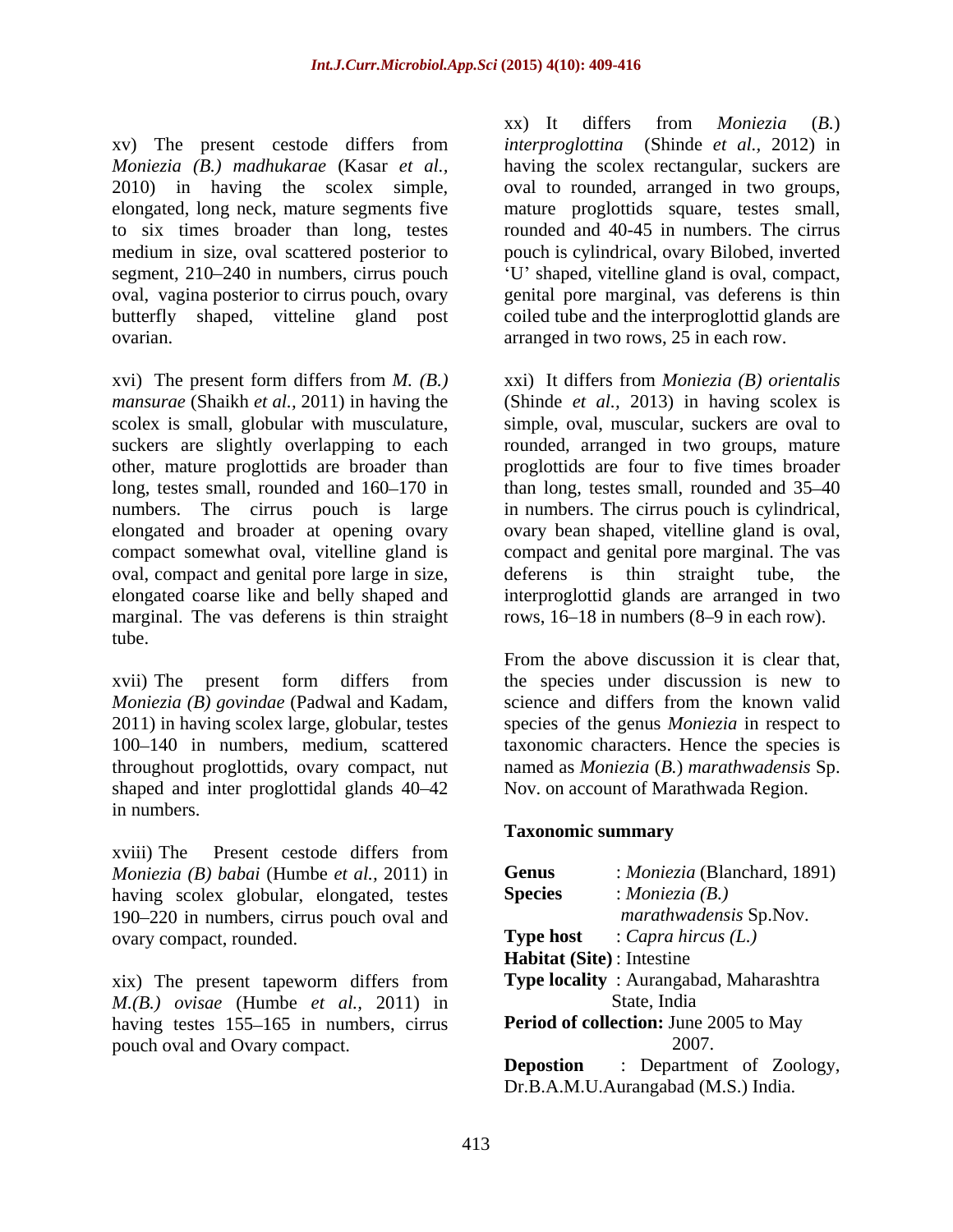xv) The present cestode differs from *Moniezia (B.) madhukarae* (Kasar *et al.,* 2010) in having the scolex simple, elongated, long neck, mature segments five to six times broader than long, testes medium in size, oval scattered posterior to segment, 210–240 in numbers, cirrus pouch oval, vagina posterior to cirrus pouch, ovary butterfly shaped, vitteline gland post ovarian.

xvi) The present form differs from *M. (B.) mansurae* (Shaikh *et al.,* 2011) in having the scolex is small, globular with musculature, suckers are slightly overlapping to each other, mature proglottids are broader than long, testes small, rounded and 160–170 in numbers. The cirrus pouch is large elongated and broader at opening ovary compact somewhat oval, vitelline gland is oval, compact and genital pore large in size, elongated coarse like and belly shaped and marginal. The vas deferens is thin straight tube.

xvii) The present form differs from *Moniezia (B) govindae* (Padwal and Kadam, 2011) in having scolex large, globular, testes 100–140 in numbers, medium, scattered throughout proglottids, ovary compact, nut shaped and inter proglottidal glands 40–42 in numbers.

xviii) The Present cestode differs from *Moniezia (B) babai* (Humbe *et al.,* 2011) in having scolex globular, elongated, testes 190–220 in numbers, cirrus pouch oval and ovary compact, rounded.

xix) The present tapeworm differs from *M.(B.) ovisae* (Humbe *et al.,* 2011) in having testes 155–165 in numbers, cirrus pouch oval and Ovary compact.

xx) It differs from *Moniezia* (*B.*) *interproglottina* (Shinde *et al.,* 2012) in having the scolex rectangular, suckers are oval to rounded, arranged in two groups, mature proglottids square, testes small, rounded and 40-45 in numbers. The cirrus pouch is cylindrical, ovary Bilobed, inverted 'U' shaped, vitelline gland is oval, compact, genital pore marginal, vas deferens is thin coiled tube and the interproglottid glands are arranged in two rows, 25 in each row.

xxi) It differs from *Moniezia (B) orientalis* (Shinde *et al.,* 2013) in having scolex is simple, oval, muscular, suckers are oval to rounded, arranged in two groups, mature proglottids are four to five times broader than long, testes small, rounded and 35–40 in numbers. The cirrus pouch is cylindrical, ovary bean shaped, vitelline gland is oval, compact and genital pore marginal. The vas deferens is thin straight tube, the interproglottid glands are arranged in two rows, 16–18 in numbers (8–9 in each row).

From the above discussion it is clear that, the species under discussion is new to science and differs from the known valid species of the genus *Moniezia* in respect to taxonomic characters. Hence the species is named as *Moniezia* (*B.*) *marathwadensis* Sp. Nov. on account of Marathwada Region.

**Taxonomic summary**

**Genus** : *Moniezia* (Blanchard, 1891)

**Species** : *Moniezia (B.) marathwadensis* Sp.Nov.

**Type host** : *Capra hircus (L.)*

**Habitat (Site)** : Intestine

**Type locality** : Aurangabad, Maharashtra State, India

**Period of collection:** June 2005 to May 2007.

**Depostion** : Department of Zoology, Dr.B.A.M.U.Aurangabad (M.S.) India.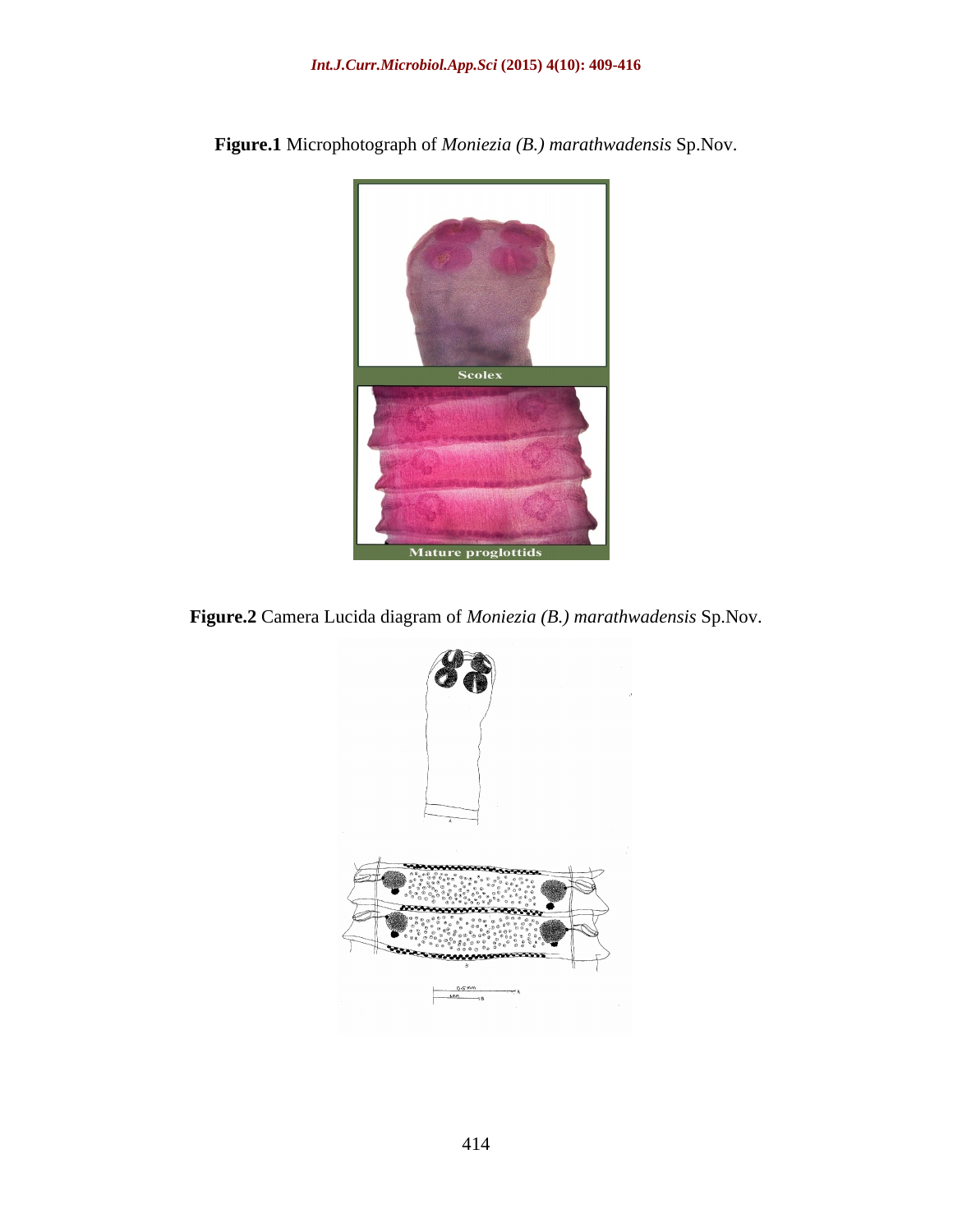**Figure.1** Microphotograph of *Moniezia (B.) marathwadensis* Sp.Nov.

**Figure.2** Camera Lucida diagram of *Moniezia (B.) marathwadensis* Sp.Nov.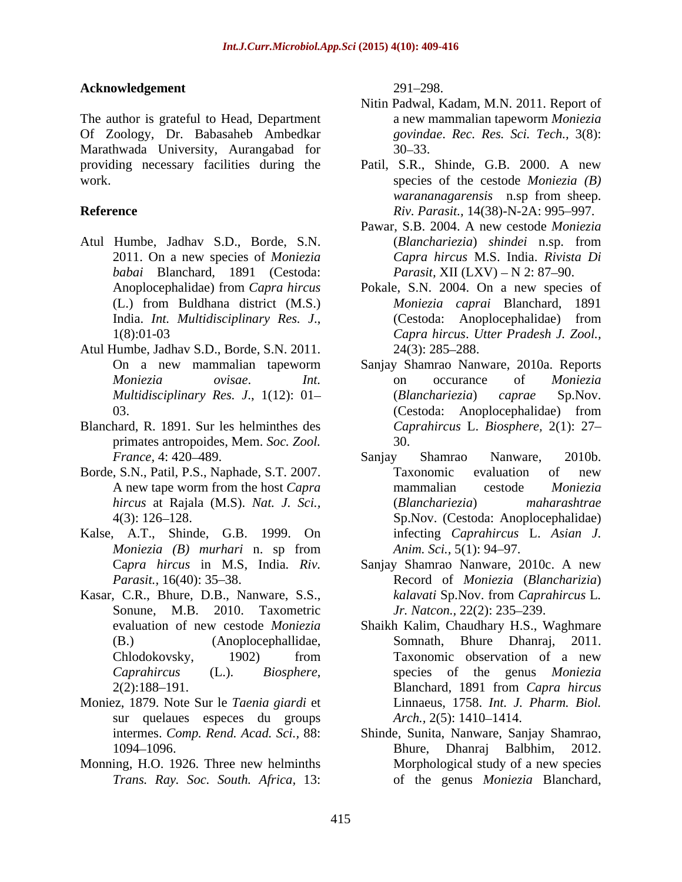## Acknowledgement

The author is grateful to Head, Department Of Zoology, Dr. Babasaheb Ambedkar Marathwada University, Aurangabad for providing necessary facilities during the work.

## Reference

Atul Humbe, Jadhav S.D., Borde, S.N. 2011. On a new species of *Moniezia babai* Blanchard, 1891 (Cestoda: Anoplocephalidae) from *Capra hircus* (L.) from Buldhana district (M.S.) India. *Int. Multidisciplinary Res. J.*, 1(8):01-03

Atul Humbe, Jadhav S.D., Borde, S.N. 2011. On a new mammalian tapeworm *Moniezia ovisae*. *Int. Multidisciplinary Res. J.*, 1(12): 01–03.

Blanchard, R. 1891. Sur les helminthes des primates antropoides, Mem. *Soc. Zool. France*, 4: 420–489.

Borde, S.N., Patil, P.S., Naphade, S.T. 2007. A new tape worm from the host *Capra hircus* at Rajala (M.S). *Nat. J. Sci.*, 4(3): 126–128.

Kalse, A.T., Shinde, G.B. 1999. On *Moniezia (B) murhari* n. sp from Ca*pra hircus* in M.S, India. *Riv. Parasit.*, 16(40): 35–38.

Kasar, C.R., Bhure, D.B., Nanware, S.S., Sonune, M.B. 2010. Taxometric evaluation of new cestode *Moniezia* (B.) (Anoplocephallidae, Chlodokovsky, 1902) from *Caprahircus* (L.). *Biosphere*, 2(2):188–191.

Moniez, 1879. Note Sur le *Taenia giardi* et sur quelaues especes du groups intermes. *Comp. Rend. Acad. Sci.*, 88: 1094–1096.

Monning, H.O. 1926. Three new helminths *Trans. Ray. Soc. South. Africa*, 13: 291–298.

Nitin Padwal, Kadam, M.N. 2011. Report of a new mammalian tapeworm *Moniezia govindae*. *Rec. Res. Sci. Tech.*, 3(8): 30–33.

Patil, S.R., Shinde, G.B. 2000. A new species of the cestode *Moniezia (B) waranangarensis* n.sp from sheep. *Riv. Parasit.*, 14(38)-N-2A: 995–997.

Pawar, S.B. 2004. A new cestode *Moniezia* (*Blanchariezia*) *shindei* n.sp. from *Capra hircus* M.S. India. *Rivista Di Parasit*, XII (LXV) – N 2: 87–90.

Pokale, S.N. 2004. On a new species of *Moniezia caprai* Blanchard, 1891 (Cestoda: Anoplocephalidae) from *Capra hircus*. *Utter Pradesh J. Zool.*, 24(3): 285–288.

Sanjay Shamrao Nanware, 2010a. Reports on occurance of *Moniezia* (*Blanchariezia*) *caprae* Sp.Nov. (Cestoda: Anoplocephalidae) from *Caprahircus* L. *Biosphere,* 2(1): 27–30.

Sanjay Shamrao Nanware, 2010b. Taxonomic evaluation of new mammalian cestode *Moniezia* (*Blanchariezia*) *maharashtrae* Sp.Nov. (Cestoda: Anoplocephalidae) infecting *Caprahircus* L. *Asian J. Anim. Sci.,* 5(1): 94–97.

Sanjay Shamrao Nanware, 2010c. A new Record of *Moniezia* (*Blancharizia*) *kalavati* Sp.Nov. from *Caprahircus* L. *Jr. Natcon.,* 22(2): 235–239.

Shaikh Kalim, Chaudhary H.S., Waghmare Somnath, Bhure Dhanraj, 2011. Taxonomic observation of a new species of the genus *Moniezia* Blanchard, 1891 from *Capra hircus* Linnaeus, 1758. *Int. J. Pharm. Biol. Arch.,* 2(5): 1410–1414.

Shinde, Sunita, Nanware, Sanjay Shamrao, Bhure, Dhanraj Balbhim, 2012. Morphological study of a new species of the genus *Moniezia* Blanchard,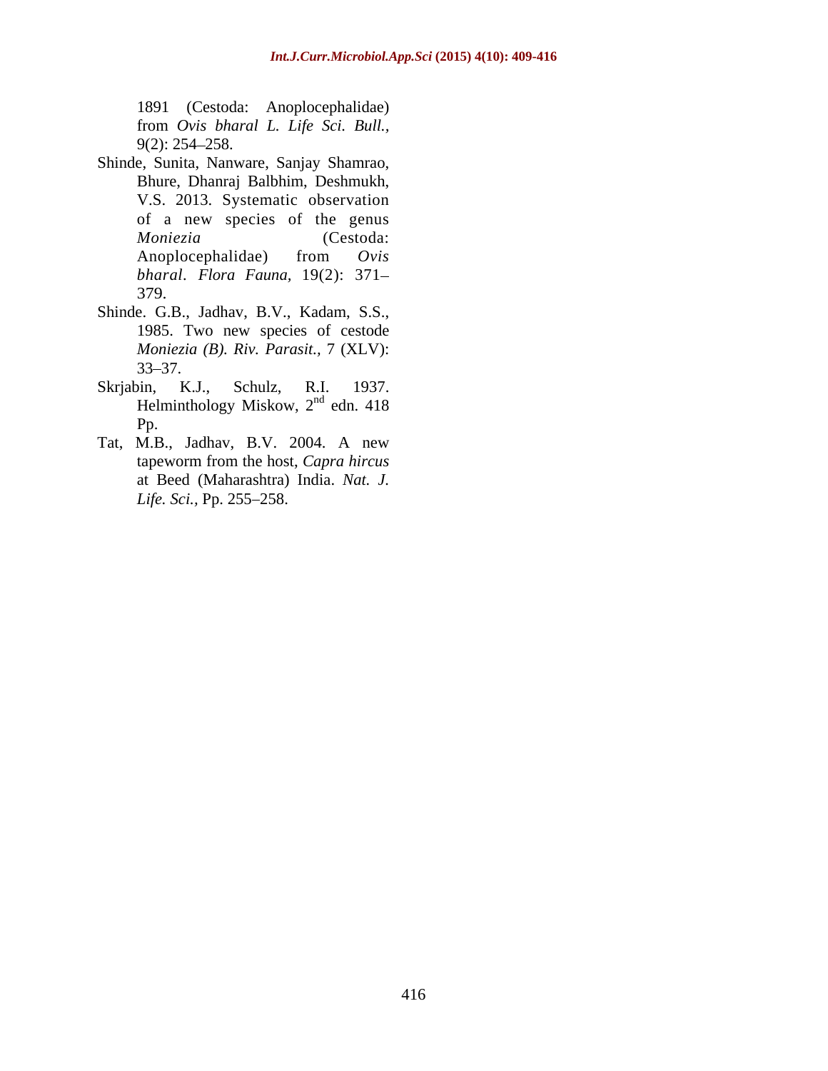1891 (Cestoda: Anoplocephalidae) from *Ovis bharal L. Life Sci. Bull.*, 9(2): 254–258.

Shinde, Sunita, Nanware, Sanjay Shamrao, Bhure, Dhanraj Balbhim, Deshmukh, V.S. 2013. Systematic observation of a new species of the genus *Moniezia* (Cestoda: Anoplocephalidae) from *Ovis bharal*. *Flora Fauna,* 19(2): 371–379.

Shinde. G.B., Jadhav, B.V., Kadam, S.S., 1985. Two new species of cestode *Moniezia (B). Riv. Parasit.,* 7 (XLV): 33–37.

Skrjabin, K.J., Schulz, R.I. 1937. Helminthology Miskow, 2nd edn. 418 Pp.

Tat, M.B., Jadhav, B.V. 2004. A new tapeworm from the host, *Capra hircus* at Beed (Maharashtra) India. *Nat. J. Life. Sci.*, Pp. 255–258.